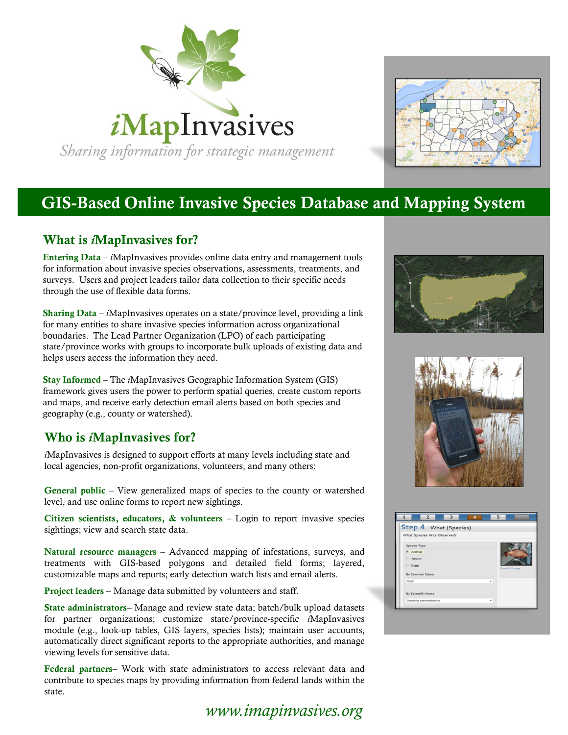# *i*MapInvasives

*Sharing information for strategic management*

## GIS-Based Online Invasive Species Database and Mapping System

### What is *i*MapInvasives for?

**Entering Data** – *i*MapInvasives provides online data entry and management tools for information about invasive species observations, assessments, treatments, and surveys. Users and project leaders tailor data collection to their specific needs through the use of flexible data forms.

**Sharing Data** – *i*MapInvasives operates on a state/province level, providing a link for many entities to share invasive species information across organizational boundaries. The Lead Partner Organization (LPO) of each participating state/province works with groups to incorporate bulk uploads of existing data and helps users access the information they need.

**Stay Informed** – The *i*MapInvasives Geographic Information System (GIS) framework gives users the power to perform spatial queries, create custom reports and maps, and receive early detection email alerts based on both species and geography (e.g., county or watershed).

### Who is *i*MapInvasives for?

*i*MapInvasives is designed to support efforts at many levels including state and local agencies, non-profit organizations, volunteers, and many others:

**General public** – View generalized maps of species to the county or watershed level, and use online forms to report new sightings.

**Citizen scientists, educators, & volunteers** – Login to report invasive species sightings; view and search state data.

**Natural resource managers** – Advanced mapping of infestations, surveys, and treatments with GIS-based polygons and detailed field forms; layered, customizable maps and reports; early detection watch lists and email alerts.

**Project leaders** – Manage data submitted by volunteers and staff.

**State administrators**– Manage and review state data; batch/bulk upload datasets for partner organizations; customize state/province-specific *i*MapInvasives module (e.g., look-up tables, GIS layers, species lists); maintain user accounts, automatically direct significant reports to the appropriate authorities, and manage viewing levels for sensitive data.

**Federal partners**– Work with state administrators to access relevant data and contribute to species maps by providing information from federal lands within the state.

*www.imapinvasives.org*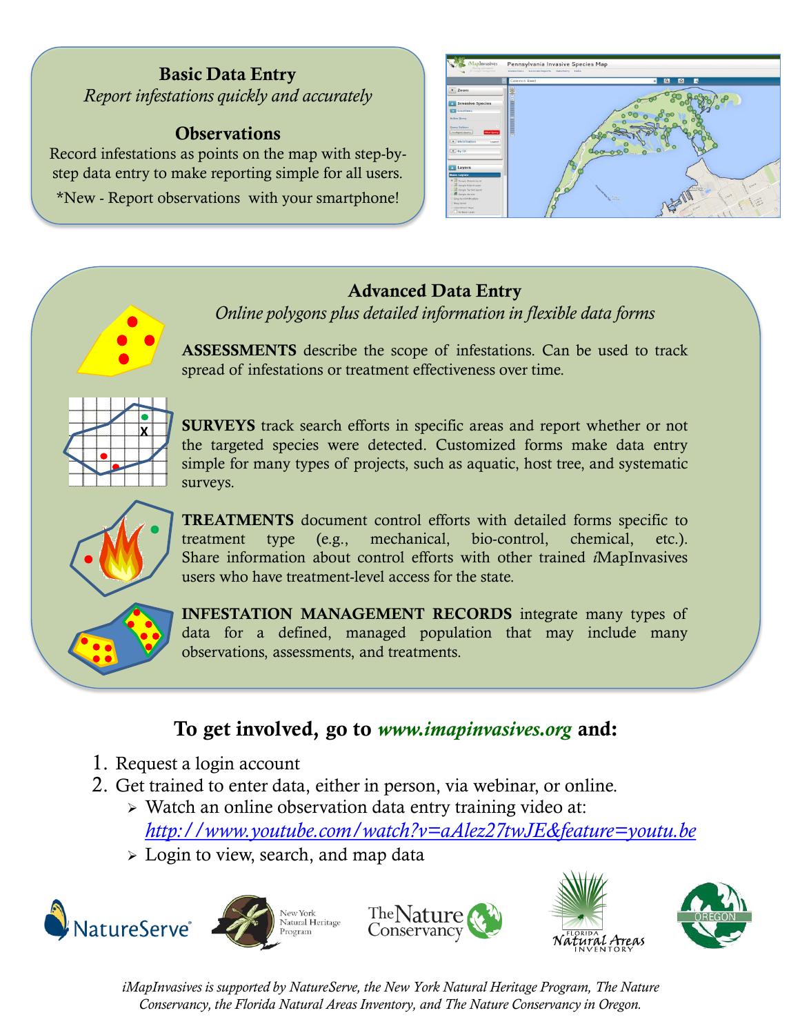## Basic Data Entry

*Report infestations quickly and accurately*

### Observations

Record infestations as points on the map with step-by-step data entry to make reporting simple for all users.

*New - Report observations with your smartphone!

## Advanced Data Entry

*Online polygons plus detailed information in flexible data forms*

**ASSESSMENTS** describe the scope of infestations. Can be used to track spread of infestations or treatment effectiveness over time.

**SURVEYS** track search efforts in specific areas and report whether or not the targeted species were detected. Customized forms make data entry simple for many types of projects, such as aquatic, host tree, and systematic surveys.

**TREATMENTS** document control efforts with detailed forms specific to treatment type (e.g., mechanical, bio-control, chemical, etc.). Share information about control efforts with other trained *i*MapInvasives users who have treatment-level access for the state.

**INFESTATION MANAGEMENT RECORDS** integrate many types of data for a defined, managed population that may include many observations, assessments, and treatments.

## To get involved, go to *www.imapinvasives.org* and:

1. Request a login account
2. Get trained to enter data, either in person, via webinar, or online.
   - Watch an online observation data entry training video at: *http://www.youtube.com/watch?v=aAlez27twJE&feature=youtu.be*
   - Login to view, search, and map data

*iMapInvasives is supported by NatureServe, the New York Natural Heritage Program, The Nature Conservancy, the Florida Natural Areas Inventory, and The Nature Conservancy in Oregon.*